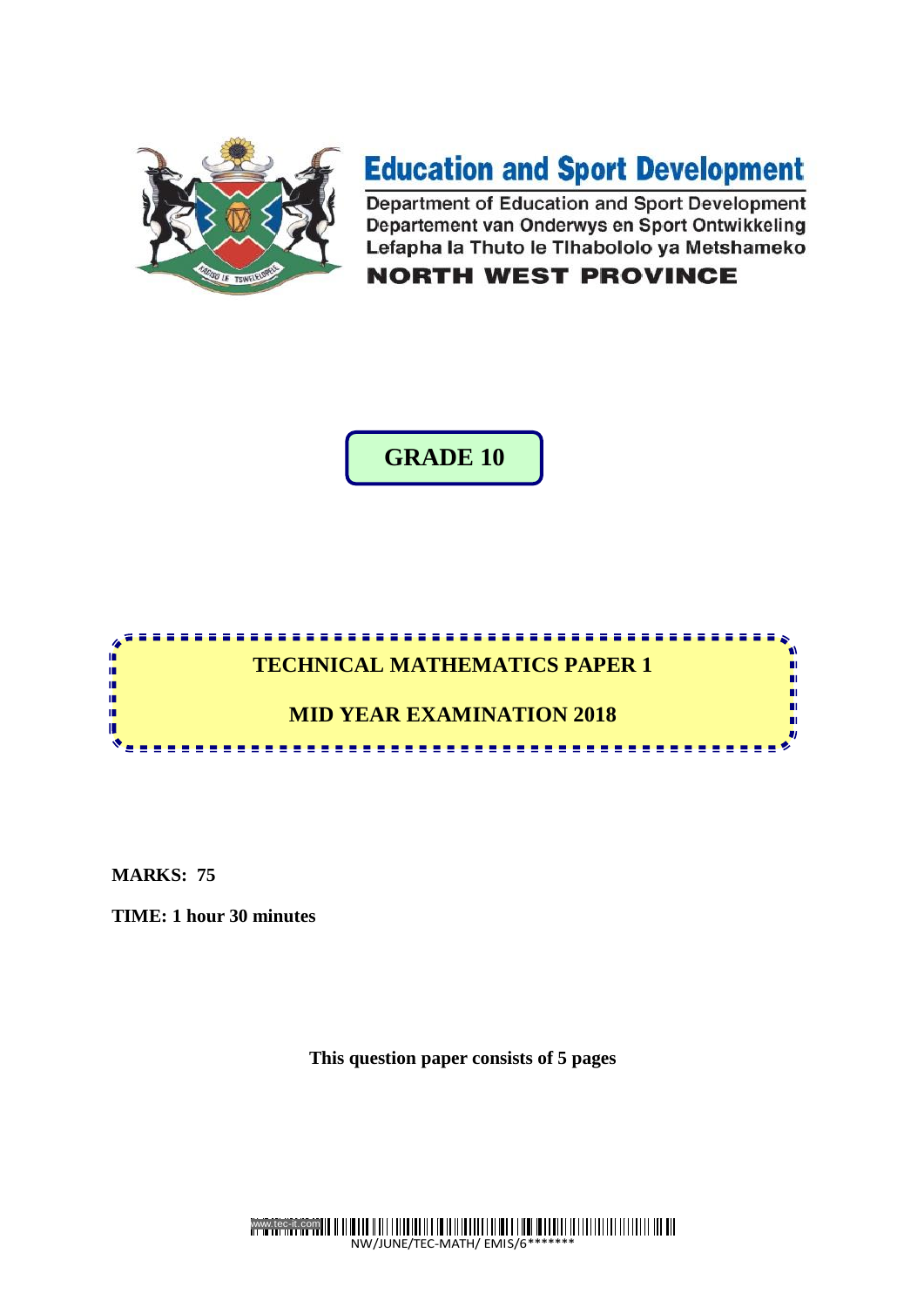# Education and Sport Development

Department of Education and Sport Development
Departement van Onderwys en Sport Ontwikkeling
Lefapha la Thuto le Tlhabololo ya Metshameko

**NORTH WEST PROVINCE**

## GRADE 10

## TECHNICAL MATHEMATICS PAPER 1

## MID YEAR EXAMINATION 2018

**MARKS: 75**

**TIME: 1 hour 30 minutes**

**This question paper consists of 5 pages**

NW/JUNE/TEC-MATH/ EMIS/6*******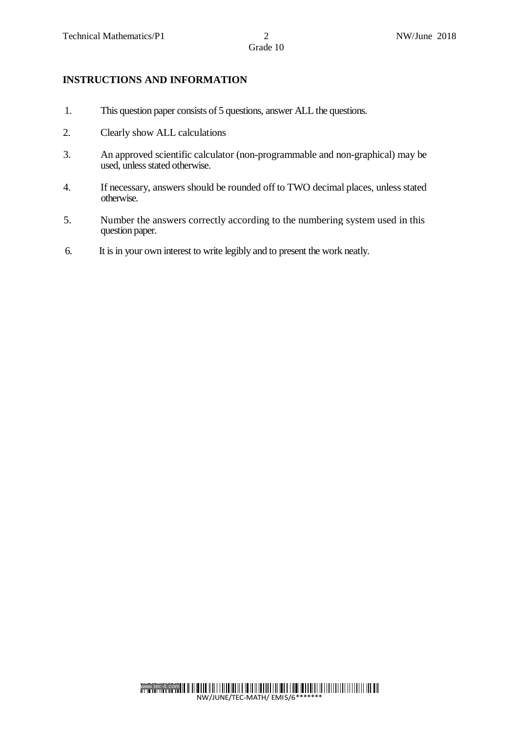## INSTRUCTIONS AND INFORMATION

1. This question paper consists of 5 questions, answer ALL the questions.
2. Clearly show ALL calculations
3. An approved scientific calculator (non-programmable and non-graphical) may be used, unless stated otherwise.
4. If necessary, answers should be rounded off to TWO decimal places, unless stated otherwise.
5. Number the answers correctly according to the numbering system used in this question paper.
6. It is in your own interest to write legibly and to present the work neatly.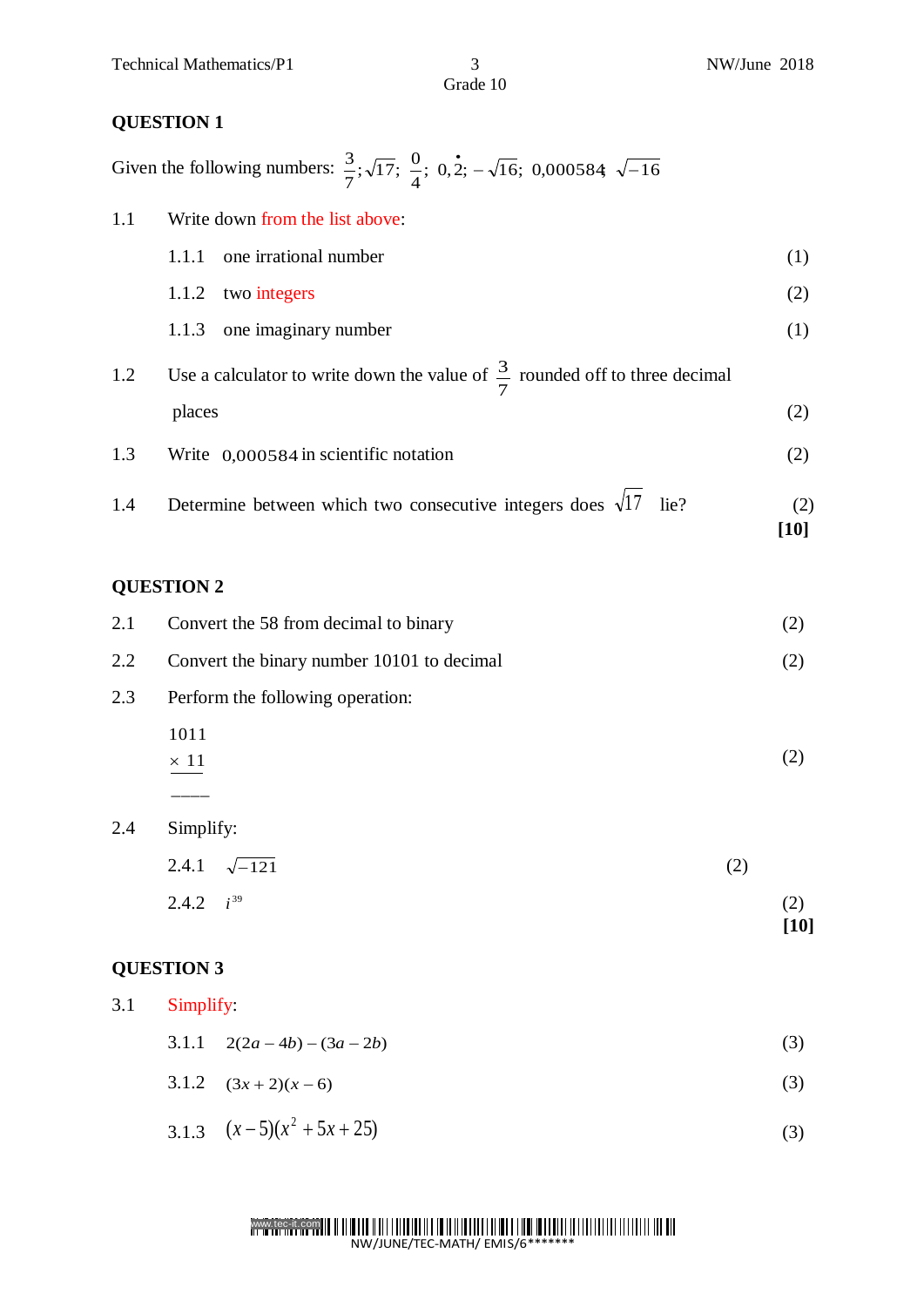## QUESTION 1

Given the following numbers: $\frac{3}{7}; \sqrt{17}; \frac{0}{4}; 0,\dot{2}; -\sqrt{16}; 0,000584; \sqrt{-16}$

1.1 Write down from the list above:

1.1.1 one irrational number (1)

1.1.2 two integers (2)

1.1.3 one imaginary number (1)

1.2 Use a calculator to write down the value of $\frac{3}{7}$ rounded off to three decimal places (2)

1.3 Write $0,000584$ in scientific notation (2)

1.4 Determine between which two consecutive integers does $\sqrt{17}$ lie? (2)

**[10]**

## QUESTION 2

2.1 Convert the 58 from decimal to binary (2)

2.2 Convert the binary number 10101 to decimal (2)

2.3 Perform the following operation:

$$\begin{array}{r} 1011 \\ \times\ 11 \\ \hline \text{\_\_\_\_} \end{array}$$

(2)

2.4 Simplify:

2.4.1 $\sqrt{-121}$ (2)

2.4.2 $i^{39}$ (2)

**[10]**

## QUESTION 3

3.1 Simplify:

3.1.1 $2(2a-4b)-(3a-2b)$ (3)

3.1.2 $(3x+2)(x-6)$ (3)

3.1.3 $(x-5)(x^2+5x+25)$ (3)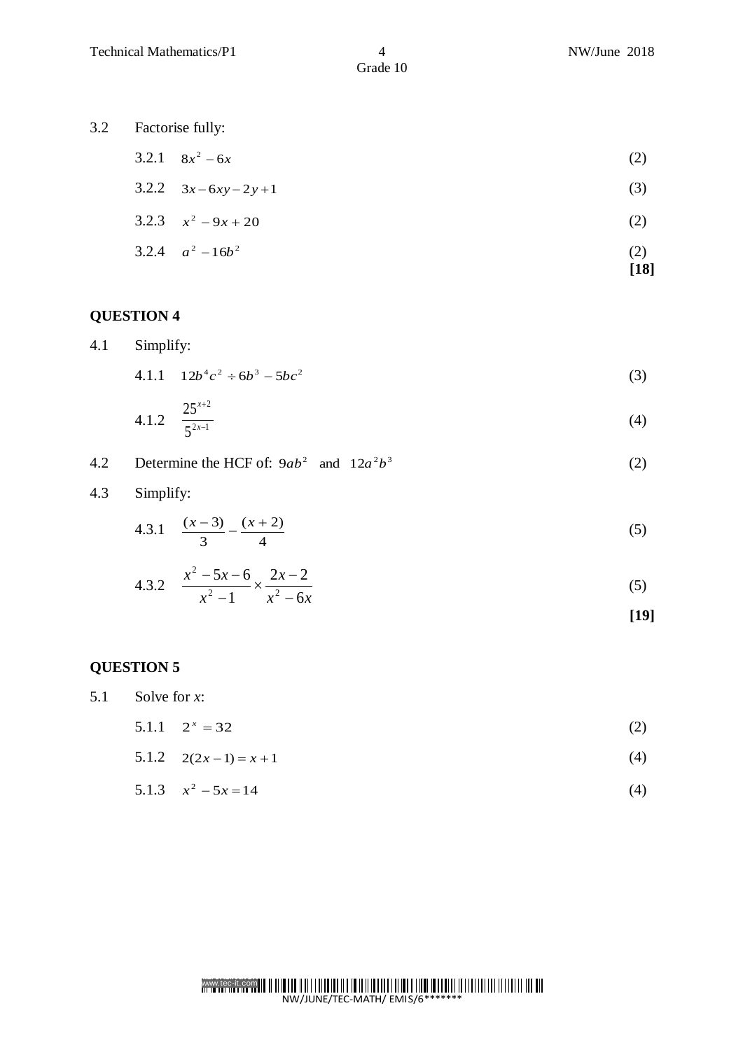3.2 Factorise fully:

3.2.1 $8x^2 - 6x$ (2)

3.2.2 $3x - 6xy - 2y + 1$ (3)

3.2.3 $x^2 - 9x + 20$ (2)

3.2.4 $a^2 - 16b^2$ (2)

**[18]**

## QUESTION 4

4.1 Simplify:

4.1.1 $12b^4c^2 \div 6b^3 - 5bc^2$ (3)

4.1.2 $\dfrac{25^{x+2}}{5^{2x-1}}$ (4)

4.2 Determine the HCF of: $9ab^2$ and $12a^2b^3$ (2)

4.3 Simplify:

4.3.1 $\dfrac{(x-3)}{3} - \dfrac{(x+2)}{4}$ (5)

4.3.2 $\dfrac{x^2 - 5x - 6}{x^2 - 1} \times \dfrac{2x - 2}{x^2 - 6x}$ (5)

**[19]**

## QUESTION 5

5.1 Solve for *x*:

5.1.1 $2^x = 32$ (2)

5.1.2 $2(2x - 1) = x + 1$ (4)

5.1.3 $x^2 - 5x = 14$ (4)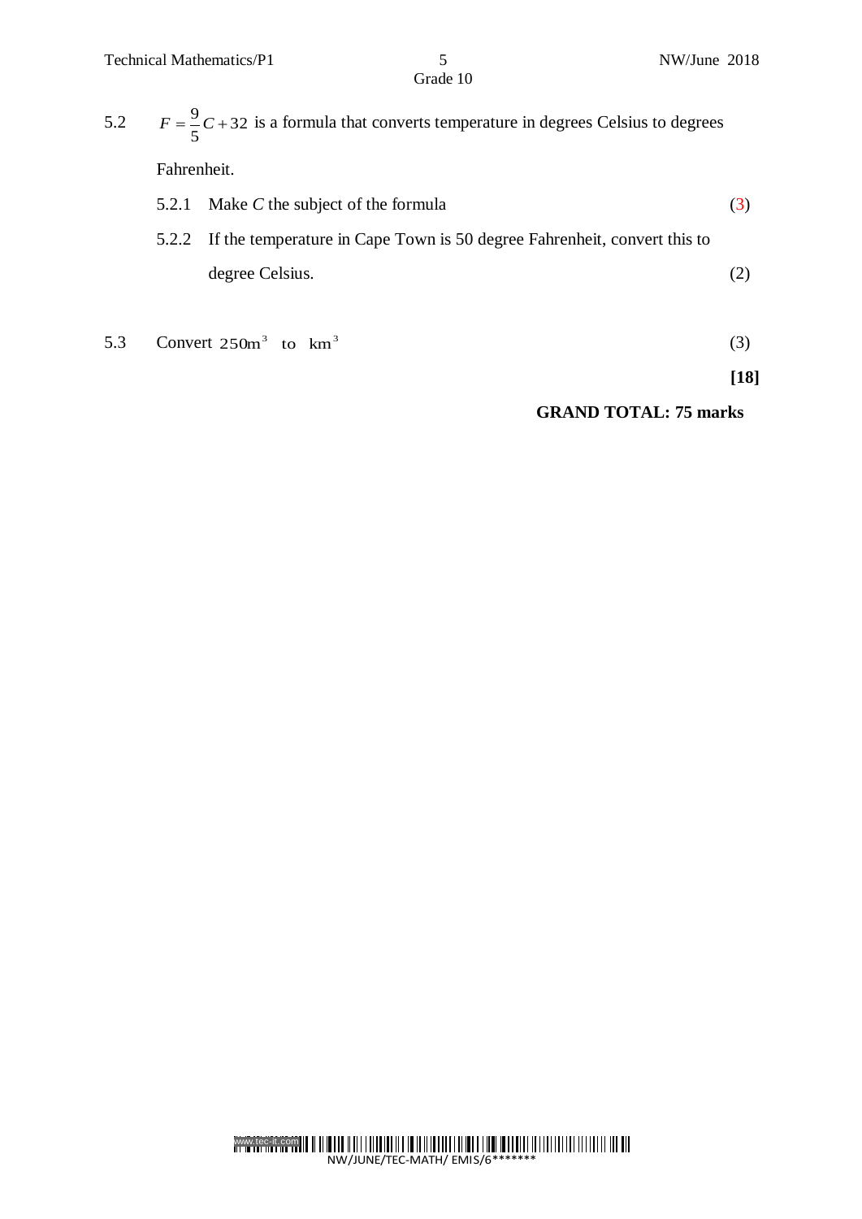5.2 $F = \frac{9}{5}C + 32$ is a formula that converts temperature in degrees Celsius to degrees Fahrenheit.

5.2.1 Make $C$ the subject of the formula (3)

5.2.2 If the temperature in Cape Town is 50 degree Fahrenheit, convert this to degree Celsius. (2)

5.3 Convert $250\text{m}^3$ to $\text{km}^3$ (3)

**[18]**

**GRAND TOTAL: 75 marks**